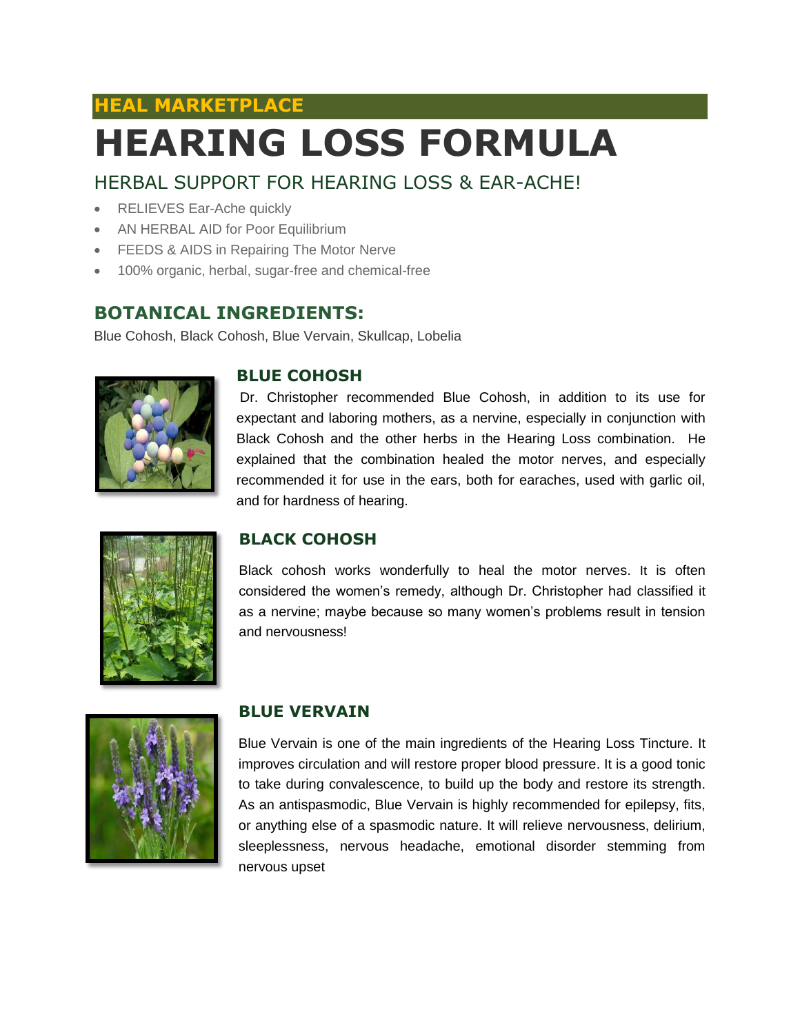HEAL MARKETPLACE

# HEARING LOSS FORMULA

## HERBAL SUPPORT FOR HEARING LOSS & EAR-ACHE!

- RELIEVES Ear-Ache quickly
- AN HERBAL AID for Poor Equilibrium
- FEEDS & AIDS in Repairing The Motor Nerve
- 100% organic, herbal, sugar-free and chemical-free

## BOTANICAL INGREDIENTS:

Blue Cohosh, Black Cohosh, Blue Vervain, Skullcap, Lobelia

### BLUE COHOSH

Dr. Christopher recommended Blue Cohosh, in addition to its use for expectant and laboring mothers, as a nervine, especially in conjunction with Black Cohosh and the other herbs in the Hearing Loss combination. He explained that the combination healed the motor nerves, and especially recommended it for use in the ears, both for earaches, used with garlic oil, and for hardness of hearing.

### BLACK COHOSH

Black cohosh works wonderfully to heal the motor nerves. It is often considered the women's remedy, although Dr. Christopher had classified it as a nervine; maybe because so many women's problems result in tension and nervousness!

### BLUE VERVAIN

Blue Vervain is one of the main ingredients of the Hearing Loss Tincture. It improves circulation and will restore proper blood pressure. It is a good tonic to take during convalescence, to build up the body and restore its strength. As an antispasmodic, Blue Vervain is highly recommended for epilepsy, fits, or anything else of a spasmodic nature. It will relieve nervousness, delirium, sleeplessness, nervous headache, emotional disorder stemming from nervous upset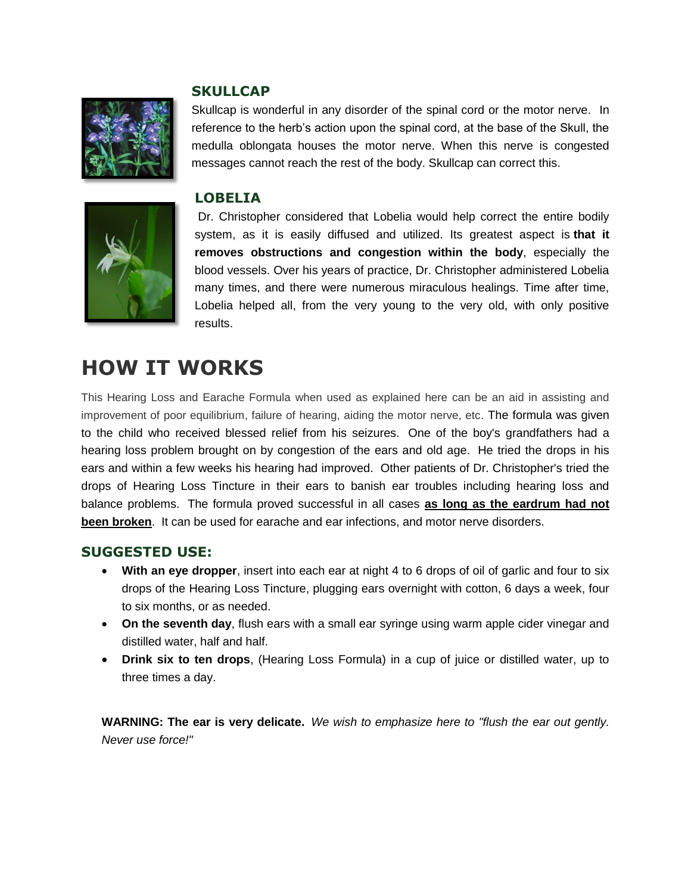### SKULLCAP

Skullcap is wonderful in any disorder of the spinal cord or the motor nerve. In reference to the herb's action upon the spinal cord, at the base of the Skull, the medulla oblongata houses the motor nerve. When this nerve is congested messages cannot reach the rest of the body. Skullcap can correct this.

### LOBELIA

Dr. Christopher considered that Lobelia would help correct the entire bodily system, as it is easily diffused and utilized. Its greatest aspect is **that it removes obstructions and congestion within the body**, especially the blood vessels. Over his years of practice, Dr. Christopher administered Lobelia many times, and there were numerous miraculous healings. Time after time, Lobelia helped all, from the very young to the very old, with only positive results.

# HOW IT WORKS

This Hearing Loss and Earache Formula when used as explained here can be an aid in assisting and improvement of poor equilibrium, failure of hearing, aiding the motor nerve, etc. The formula was given to the child who received blessed relief from his seizures. One of the boy's grandfathers had a hearing loss problem brought on by congestion of the ears and old age. He tried the drops in his ears and within a few weeks his hearing had improved. Other patients of Dr. Christopher's tried the drops of Hearing Loss Tincture in their ears to banish ear troubles including hearing loss and balance problems. The formula proved successful in all cases <u>**as long as the eardrum had not been broken**</u>. It can be used for earache and ear infections, and motor nerve disorders.

### SUGGESTED USE:

- **With an eye dropper**, insert into each ear at night 4 to 6 drops of oil of garlic and four to six drops of the Hearing Loss Tincture, plugging ears overnight with cotton, 6 days a week, four to six months, or as needed.
- **On the seventh day**, flush ears with a small ear syringe using warm apple cider vinegar and distilled water, half and half.
- **Drink six to ten drops**, (Hearing Loss Formula) in a cup of juice or distilled water, up to three times a day.

**WARNING: The ear is very delicate.** *We wish to emphasize here to "flush the ear out gently. Never use force!"*